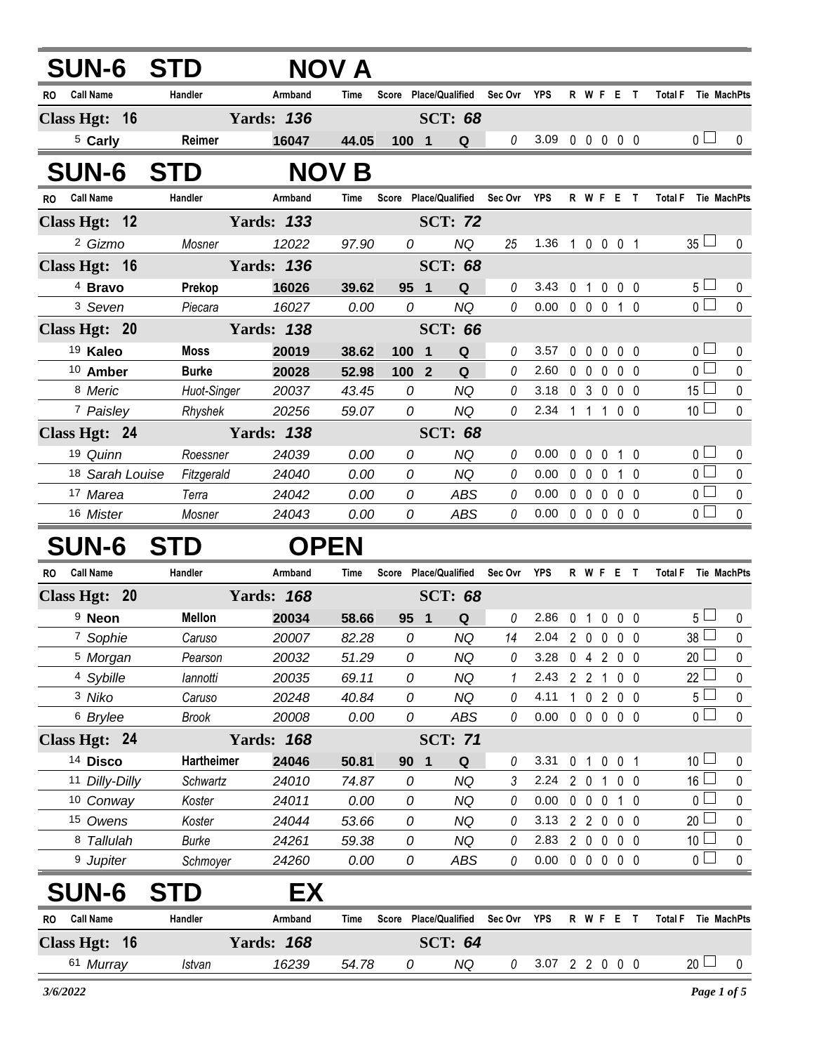## SUN-6 STD NOV A

| RO | Call Name | Handler | Armband | Time | Score | Place/Qualified | | Sec Ovr | YPS | R | W | F | E | T | Total F | Tie | MachPts |
|---|---|---|---|---|---|---|---|---|---|---|---|---|---|---|---|---|---|
| **Class Hgt: 16** | | **Yards: 136** | | | | **SCT: 68** | | | | | | | | | | | |
| 5 | **Carly** | **Reimer** | **16047** | **44.05** | **100** | **1** | **Q** | 0 | 3.09 | 0 | 0 | 0 | 0 | 0 | 0 | ☐ | 0 |

## SUN-6 STD NOV B

| RO | Call Name | Handler | Armband | Time | Score | Place/Qualified | | Sec Ovr | YPS | R | W | F | E | T | Total F | Tie | MachPts |
|---|---|---|---|---|---|---|---|---|---|---|---|---|---|---|---|---|---|
| **Class Hgt: 12** | | **Yards: 133** | | | | **SCT: 72** | | | | | | | | | | | |
| 2 | *Gizmo* | *Mosner* | *12022* | *97.90* | *0* | | *NQ* | 25 | 1.36 | 1 | 0 | 0 | 0 | 1 | 35 | ☐ | 0 |
| **Class Hgt: 16** | | **Yards: 136** | | | | **SCT: 68** | | | | | | | | | | | |
| 4 | **Bravo** | **Prekop** | **16026** | **39.62** | **95** | **1** | **Q** | 0 | 3.43 | 0 | 1 | 0 | 0 | 0 | 5 | ☐ | 0 |
| 3 | *Seven* | *Piecara* | *16027* | *0.00* | *0* | | *NQ* | 0 | 0.00 | 0 | 0 | 0 | 1 | 0 | 0 | ☐ | 0 |
| **Class Hgt: 20** | | **Yards: 138** | | | | **SCT: 66** | | | | | | | | | | | |
| 19 | **Kaleo** | **Moss** | **20019** | **38.62** | **100** | **1** | **Q** | 0 | 3.57 | 0 | 0 | 0 | 0 | 0 | 0 | ☐ | 0 |
| 10 | **Amber** | **Burke** | **20028** | **52.98** | **100** | **2** | **Q** | 0 | 2.60 | 0 | 0 | 0 | 0 | 0 | 0 | ☐ | 0 |
| 8 | *Meric* | *Huot-Singer* | *20037* | *43.45* | *0* | | *NQ* | 0 | 3.18 | 0 | 3 | 0 | 0 | 0 | 15 | ☐ | 0 |
| 7 | *Paisley* | *Rhyshek* | *20256* | *59.07* | *0* | | *NQ* | 0 | 2.34 | 1 | 1 | 1 | 0 | 0 | 10 | ☐ | 0 |
| **Class Hgt: 24** | | **Yards: 138** | | | | **SCT: 68** | | | | | | | | | | | |
| 19 | *Quinn* | *Roessner* | *24039* | *0.00* | *0* | | *NQ* | 0 | 0.00 | 0 | 0 | 0 | 1 | 0 | 0 | ☐ | 0 |
| 18 | *Sarah Louise* | *Fitzgerald* | *24040* | *0.00* | *0* | | *NQ* | 0 | 0.00 | 0 | 0 | 0 | 1 | 0 | 0 | ☐ | 0 |
| 17 | *Marea* | *Terra* | *24042* | *0.00* | *0* | | *ABS* | 0 | 0.00 | 0 | 0 | 0 | 0 | 0 | 0 | ☐ | 0 |
| 16 | *Mister* | *Mosner* | *24043* | *0.00* | *0* | | *ABS* | 0 | 0.00 | 0 | 0 | 0 | 0 | 0 | 0 | ☐ | 0 |

## SUN-6 STD OPEN

| RO | Call Name | Handler | Armband | Time | Score | Place/Qualified | | Sec Ovr | YPS | R | W | F | E | T | Total F | Tie | MachPts |
|---|---|---|---|---|---|---|---|---|---|---|---|---|---|---|---|---|---|
| **Class Hgt: 20** | | **Yards: 168** | | | | **SCT: 68** | | | | | | | | | | | |
| 9 | **Neon** | **Mellon** | **20034** | **58.66** | **95** | **1** | **Q** | 0 | 2.86 | 0 | 1 | 0 | 0 | 0 | 5 | ☐ | 0 |
| 7 | *Sophie* | *Caruso* | *20007* | *82.28* | *0* | | *NQ* | 14 | 2.04 | 2 | 0 | 0 | 0 | 0 | 38 | ☐ | 0 |
| 5 | *Morgan* | *Pearson* | *20032* | *51.29* | *0* | | *NQ* | 0 | 3.28 | 0 | 4 | 2 | 0 | 0 | 20 | ☐ | 0 |
| 4 | *Sybille* | *Iannotti* | *20035* | *69.11* | *0* | | *NQ* | 1 | 2.43 | 2 | 2 | 1 | 0 | 0 | 22 | ☐ | 0 |
| 3 | *Niko* | *Caruso* | *20248* | *40.84* | *0* | | *NQ* | 0 | 4.11 | 1 | 0 | 2 | 0 | 0 | 5 | ☐ | 0 |
| 6 | *Brylee* | *Brook* | *20008* | *0.00* | *0* | | *ABS* | 0 | 0.00 | 0 | 0 | 0 | 0 | 0 | 0 | ☐ | 0 |
| **Class Hgt: 24** | | **Yards: 168** | | | | **SCT: 71** | | | | | | | | | | | |
| 14 | **Disco** | **Hartheimer** | **24046** | **50.81** | **90** | **1** | **Q** | 0 | 3.31 | 0 | 1 | 0 | 0 | 1 | 10 | ☐ | 0 |
| 11 | *Dilly-Dilly* | *Schwartz* | *24010* | *74.87* | *0* | | *NQ* | 3 | 2.24 | 2 | 0 | 1 | 0 | 0 | 16 | ☐ | 0 |
| 10 | *Conway* | *Koster* | *24011* | *0.00* | *0* | | *NQ* | 0 | 0.00 | 0 | 0 | 0 | 1 | 0 | 0 | ☐ | 0 |
| 15 | *Owens* | *Koster* | *24044* | *53.66* | *0* | | *NQ* | 0 | 3.13 | 2 | 2 | 0 | 0 | 0 | 20 | ☐ | 0 |
| 8 | *Tallulah* | *Burke* | *24261* | *59.38* | *0* | | *NQ* | 0 | 2.83 | 2 | 0 | 0 | 0 | 0 | 10 | ☐ | 0 |
| 9 | *Jupiter* | *Schmoyer* | *24260* | *0.00* | *0* | | *ABS* | 0 | 0.00 | 0 | 0 | 0 | 0 | 0 | 0 | ☐ | 0 |

## SUN-6 STD EX

| RO | Call Name | Handler | Armband | Time | Score | Place/Qualified | | Sec Ovr | YPS | R | W | F | E | T | Total F | Tie | MachPts |
|---|---|---|---|---|---|---|---|---|---|---|---|---|---|---|---|---|---|
| **Class Hgt: 16** | | **Yards: 168** | | | | **SCT: 64** | | | | | | | | | | | |
| 61 | *Murray* | *Istvan* | *16239* | *54.78* | *0* | | *NQ* | 0 | 3.07 | 2 | 2 | 0 | 0 | 0 | 20 | ☐ | 0 |

*3/6/2022*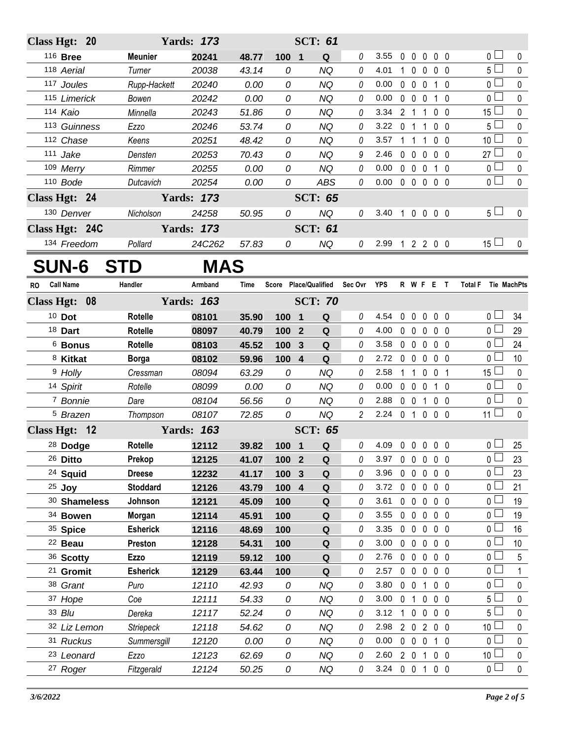| RO | Call Name | Handler | Armband | Time | Score | Place/Qualified | | Sec Ovr | YPS | R | W | F | E | T | Total F | Tie | MachPts |
|---|---|---|---|---|---|---|---|---|---|---|---|---|---|---|---|---|---|
| **Class Hgt: 20** | | **Yards: 173** | | | | **SCT: 61** | | | | | | | | | | | |
| 116 | **Bree** | **Meunier** | **20241** | **48.77** | **100** | **1** | **Q** | 0 | 3.55 | 0 | 0 | 0 | 0 | 0 | 0 | ☐ | 0 |
| 118 | *Aerial* | *Turner* | *20038* | *43.14* | *0* | | *NQ* | 0 | 4.01 | 1 | 0 | 0 | 0 | 0 | 5 | ☐ | 0 |
| 117 | *Joules* | *Rupp-Hackett* | *20240* | *0.00* | *0* | | *NQ* | 0 | 0.00 | 0 | 0 | 0 | 1 | 0 | 0 | ☐ | 0 |
| 115 | *Limerick* | *Bowen* | *20242* | *0.00* | *0* | | *NQ* | 0 | 0.00 | 0 | 0 | 0 | 1 | 0 | 0 | ☐ | 0 |
| 114 | *Kaio* | *Minnella* | *20243* | *51.86* | *0* | | *NQ* | 0 | 3.34 | 2 | 1 | 1 | 0 | 0 | 15 | ☐ | 0 |
| 113 | *Guinness* | *Ezzo* | *20246* | *53.74* | *0* | | *NQ* | 0 | 3.22 | 0 | 1 | 1 | 0 | 0 | 5 | ☐ | 0 |
| 112 | *Chase* | *Keens* | *20251* | *48.42* | *0* | | *NQ* | 0 | 3.57 | 1 | 1 | 1 | 0 | 0 | 10 | ☐ | 0 |
| 111 | *Jake* | *Densten* | *20253* | *70.43* | *0* | | *NQ* | 9 | 2.46 | 0 | 0 | 0 | 0 | 0 | 27 | ☐ | 0 |
| 109 | *Merry* | *Rimmer* | *20255* | *0.00* | *0* | | *NQ* | 0 | 0.00 | 0 | 0 | 0 | 1 | 0 | 0 | ☐ | 0 |
| 110 | *Bode* | *Dutcavich* | *20254* | *0.00* | *0* | | *ABS* | 0 | 0.00 | 0 | 0 | 0 | 0 | 0 | 0 | ☐ | 0 |
| **Class Hgt: 24** | | **Yards: 173** | | | | **SCT: 65** | | | | | | | | | | | |
| 130 | *Denver* | *Nicholson* | *24258* | *50.95* | *0* | | *NQ* | 0 | 3.40 | 1 | 0 | 0 | 0 | 0 | 5 | ☐ | 0 |
| **Class Hgt: 24C** | | **Yards: 173** | | | | **SCT: 61** | | | | | | | | | | | |
| 134 | *Freedom* | *Pollard* | *24C262* | *57.83* | *0* | | *NQ* | 0 | 2.99 | 1 | 2 | 2 | 0 | 0 | 15 | ☐ | 0 |

# SUN-6 STD MAS

| RO | Call Name | Handler | Armband | Time | Score | Place/Qualified | | Sec Ovr | YPS | R | W | F | E | T | Total F | Tie | MachPts |
|---|---|---|---|---|---|---|---|---|---|---|---|---|---|---|---|---|---|
| **Class Hgt: 08** | | **Yards: 163** | | | | **SCT: 70** | | | | | | | | | | | |
| 10 | **Dot** | **Rotelle** | **08101** | **35.90** | **100** | **1** | **Q** | 0 | 4.54 | 0 | 0 | 0 | 0 | 0 | 0 | ☐ | 34 |
| 18 | **Dart** | **Rotelle** | **08097** | **40.79** | **100** | **2** | **Q** | 0 | 4.00 | 0 | 0 | 0 | 0 | 0 | 0 | ☐ | 29 |
| 6 | **Bonus** | **Rotelle** | **08103** | **45.52** | **100** | **3** | **Q** | 0 | 3.58 | 0 | 0 | 0 | 0 | 0 | 0 | ☐ | 24 |
| 8 | **Kitkat** | **Borga** | **08102** | **59.96** | **100** | **4** | **Q** | 0 | 2.72 | 0 | 0 | 0 | 0 | 0 | 0 | ☐ | 10 |
| 9 | *Holly* | *Cressman* | *08094* | *63.29* | *0* | | *NQ* | 0 | 2.58 | 1 | 1 | 0 | 0 | 1 | 15 | ☐ | 0 |
| 14 | *Spirit* | *Rotelle* | *08099* | *0.00* | *0* | | *NQ* | 0 | 0.00 | 0 | 0 | 0 | 1 | 0 | 0 | ☐ | 0 |
| 7 | *Bonnie* | *Dare* | *08104* | *56.56* | *0* | | *NQ* | 0 | 2.88 | 0 | 0 | 1 | 0 | 0 | 0 | ☐ | 0 |
| 5 | *Brazen* | *Thompson* | *08107* | *72.85* | *0* | | *NQ* | 2 | 2.24 | 0 | 1 | 0 | 0 | 0 | 11 | ☐ | 0 |
| **Class Hgt: 12** | | **Yards: 163** | | | | **SCT: 65** | | | | | | | | | | | |
| 28 | **Dodge** | **Rotelle** | **12112** | **39.82** | **100** | **1** | **Q** | 0 | 4.09 | 0 | 0 | 0 | 0 | 0 | 0 | ☐ | 25 |
| 26 | **Ditto** | **Prekop** | **12125** | **41.07** | **100** | **2** | **Q** | 0 | 3.97 | 0 | 0 | 0 | 0 | 0 | 0 | ☐ | 23 |
| 24 | **Squid** | **Dreese** | **12232** | **41.17** | **100** | **3** | **Q** | 0 | 3.96 | 0 | 0 | 0 | 0 | 0 | 0 | ☐ | 23 |
| 25 | **Joy** | **Stoddard** | **12126** | **43.79** | **100** | **4** | **Q** | 0 | 3.72 | 0 | 0 | 0 | 0 | 0 | 0 | ☐ | 21 |
| 30 | **Shameless** | **Johnson** | **12121** | **45.09** | **100** | | **Q** | 0 | 3.61 | 0 | 0 | 0 | 0 | 0 | 0 | ☐ | 19 |
| 34 | **Bowen** | **Morgan** | **12114** | **45.91** | **100** | | **Q** | 0 | 3.55 | 0 | 0 | 0 | 0 | 0 | 0 | ☐ | 19 |
| 35 | **Spice** | **Esherick** | **12116** | **48.69** | **100** | | **Q** | 0 | 3.35 | 0 | 0 | 0 | 0 | 0 | 0 | ☐ | 16 |
| 22 | **Beau** | **Preston** | **12128** | **54.31** | **100** | | **Q** | 0 | 3.00 | 0 | 0 | 0 | 0 | 0 | 0 | ☐ | 10 |
| 36 | **Scotty** | **Ezzo** | **12119** | **59.12** | **100** | | **Q** | 0 | 2.76 | 0 | 0 | 0 | 0 | 0 | 0 | ☐ | 5 |
| 21 | **Gromit** | **Esherick** | **12129** | **63.44** | **100** | | **Q** | 0 | 2.57 | 0 | 0 | 0 | 0 | 0 | 0 | ☐ | 1 |
| 38 | *Grant* | *Puro* | *12110* | *42.93* | *0* | | *NQ* | 0 | 3.80 | 0 | 0 | 1 | 0 | 0 | 0 | ☐ | 0 |
| 37 | *Hope* | *Coe* | *12111* | *54.33* | *0* | | *NQ* | 0 | 3.00 | 0 | 1 | 0 | 0 | 0 | 5 | ☐ | 0 |
| 33 | *Blu* | *Dereka* | *12117* | *52.24* | *0* | | *NQ* | 0 | 3.12 | 1 | 0 | 0 | 0 | 0 | 5 | ☐ | 0 |
| 32 | *Liz Lemon* | *Striepeck* | *12118* | *54.62* | *0* | | *NQ* | 0 | 2.98 | 2 | 0 | 2 | 0 | 0 | 10 | ☐ | 0 |
| 31 | *Ruckus* | *Summersgill* | *12120* | *0.00* | *0* | | *NQ* | 0 | 0.00 | 0 | 0 | 0 | 1 | 0 | 0 | ☐ | 0 |
| 23 | *Leonard* | *Ezzo* | *12123* | *62.69* | *0* | | *NQ* | 0 | 2.60 | 2 | 0 | 1 | 0 | 0 | 10 | ☐ | 0 |
| 27 | *Roger* | *Fitzgerald* | *12124* | *50.25* | *0* | | *NQ* | 0 | 3.24 | 0 | 0 | 1 | 0 | 0 | 0 | ☐ | 0 |

*3/6/2022*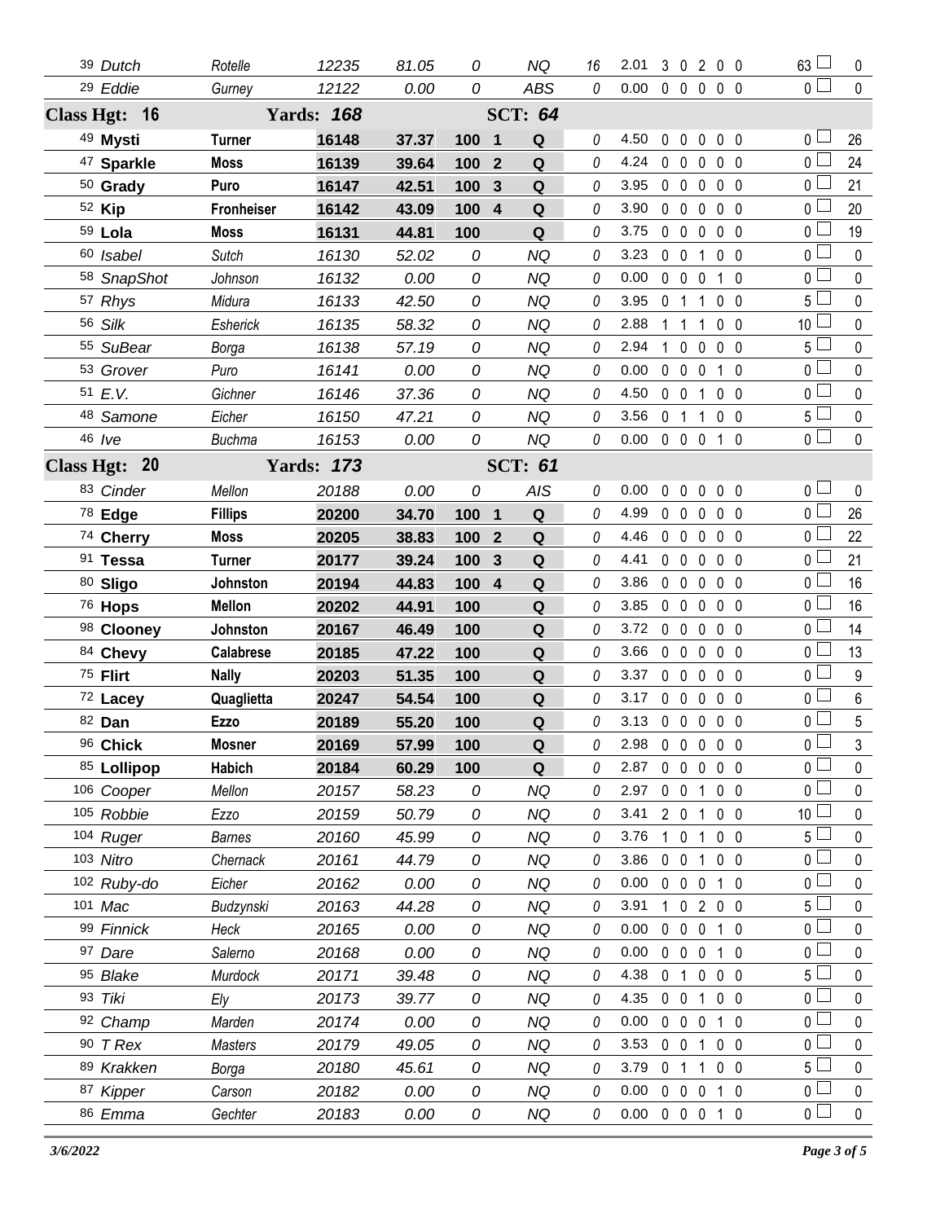| # | Dog | Handler | Armband | Time | Score | Place | Result | Time Faults | YPS | Faults | | | | | Total Faults | Points |
|---|---|---|---|---|---|---|---|---|---|---|---|---|---|---|---|---|
| 39 | *Dutch* | *Rotelle* | *12235* | *81.05* | *0* | | *NQ* | *16* | 2.01 | 3 | 0 | 2 | 0 | 0 | 63 | 0 |
| 29 | *Eddie* | *Gurney* | *12122* | *0.00* | *0* | | *ABS* | *0* | 0.00 | 0 | 0 | 0 | 0 | 0 | 0 | 0 |
| **Class Hgt: 16** | | **Yards: 168** | | | | **SCT: 64** | | | | | | | | | | |
| 49 | **Mysti** | **Turner** | **16148** | **37.37** | **100** | **1** | **Q** | 0 | 4.50 | 0 | 0 | 0 | 0 | 0 | 0 | 26 |
| 47 | **Sparkle** | **Moss** | **16139** | **39.64** | **100** | **2** | **Q** | 0 | 4.24 | 0 | 0 | 0 | 0 | 0 | 0 | 24 |
| 50 | **Grady** | **Puro** | **16147** | **42.51** | **100** | **3** | **Q** | 0 | 3.95 | 0 | 0 | 0 | 0 | 0 | 0 | 21 |
| 52 | **Kip** | **Fronheiser** | **16142** | **43.09** | **100** | **4** | **Q** | 0 | 3.90 | 0 | 0 | 0 | 0 | 0 | 0 | 20 |
| 59 | **Lola** | **Moss** | **16131** | **44.81** | **100** | | **Q** | 0 | 3.75 | 0 | 0 | 0 | 0 | 0 | 0 | 19 |
| 60 | *Isabel* | *Sutch* | *16130* | *52.02* | *0* | | *NQ* | *0* | 3.23 | 0 | 0 | 1 | 0 | 0 | 0 | 0 |
| 58 | *SnapShot* | *Johnson* | *16132* | *0.00* | *0* | | *NQ* | *0* | 0.00 | 0 | 0 | 0 | 1 | 0 | 0 | 0 |
| 57 | *Rhys* | *Midura* | *16133* | *42.50* | *0* | | *NQ* | *0* | 3.95 | 0 | 1 | 1 | 0 | 0 | 5 | 0 |
| 56 | *Silk* | *Esherick* | *16135* | *58.32* | *0* | | *NQ* | *0* | 2.88 | 1 | 1 | 1 | 0 | 0 | 10 | 0 |
| 55 | *SuBear* | *Borga* | *16138* | *57.19* | *0* | | *NQ* | *0* | 2.94 | 1 | 0 | 0 | 0 | 0 | 5 | 0 |
| 53 | *Grover* | *Puro* | *16141* | *0.00* | *0* | | *NQ* | *0* | 0.00 | 0 | 0 | 0 | 1 | 0 | 0 | 0 |
| 51 | *E.V.* | *Gichner* | *16146* | *37.36* | *0* | | *NQ* | *0* | 4.50 | 0 | 0 | 1 | 0 | 0 | 0 | 0 |
| 48 | *Samone* | *Eicher* | *16150* | *47.21* | *0* | | *NQ* | *0* | 3.56 | 0 | 1 | 1 | 0 | 0 | 5 | 0 |
| 46 | *Ive* | *Buchma* | *16153* | *0.00* | *0* | | *NQ* | *0* | 0.00 | 0 | 0 | 0 | 1 | 0 | 0 | 0 |
| **Class Hgt: 20** | | **Yards: 173** | | | | **SCT: 61** | | | | | | | | | | |
| 83 | *Cinder* | *Mellon* | *20188* | *0.00* | *0* | | *AIS* | *0* | 0.00 | 0 | 0 | 0 | 0 | 0 | 0 | 0 |
| 78 | **Edge** | **Fillips** | **20200** | **34.70** | **100** | **1** | **Q** | 0 | 4.99 | 0 | 0 | 0 | 0 | 0 | 0 | 26 |
| 74 | **Cherry** | **Moss** | **20205** | **38.83** | **100** | **2** | **Q** | 0 | 4.46 | 0 | 0 | 0 | 0 | 0 | 0 | 22 |
| 91 | **Tessa** | **Turner** | **20177** | **39.24** | **100** | **3** | **Q** | 0 | 4.41 | 0 | 0 | 0 | 0 | 0 | 0 | 21 |
| 80 | **Sligo** | **Johnston** | **20194** | **44.83** | **100** | **4** | **Q** | 0 | 3.86 | 0 | 0 | 0 | 0 | 0 | 0 | 16 |
| 76 | **Hops** | **Mellon** | **20202** | **44.91** | **100** | | **Q** | 0 | 3.85 | 0 | 0 | 0 | 0 | 0 | 0 | 16 |
| 98 | **Clooney** | **Johnston** | **20167** | **46.49** | **100** | | **Q** | 0 | 3.72 | 0 | 0 | 0 | 0 | 0 | 0 | 14 |
| 84 | **Chevy** | **Calabrese** | **20185** | **47.22** | **100** | | **Q** | 0 | 3.66 | 0 | 0 | 0 | 0 | 0 | 0 | 13 |
| 75 | **Flirt** | **Nally** | **20203** | **51.35** | **100** | | **Q** | 0 | 3.37 | 0 | 0 | 0 | 0 | 0 | 0 | 9 |
| 72 | **Lacey** | **Quaglietta** | **20247** | **54.54** | **100** | | **Q** | 0 | 3.17 | 0 | 0 | 0 | 0 | 0 | 0 | 6 |
| 82 | **Dan** | **Ezzo** | **20189** | **55.20** | **100** | | **Q** | 0 | 3.13 | 0 | 0 | 0 | 0 | 0 | 0 | 5 |
| 96 | **Chick** | **Mosner** | **20169** | **57.99** | **100** | | **Q** | 0 | 2.98 | 0 | 0 | 0 | 0 | 0 | 0 | 3 |
| 85 | **Lollipop** | **Habich** | **20184** | **60.29** | **100** | | **Q** | 0 | 2.87 | 0 | 0 | 0 | 0 | 0 | 0 | 0 |
| 106 | *Cooper* | *Mellon* | *20157* | *58.23* | *0* | | *NQ* | *0* | 2.97 | 0 | 0 | 1 | 0 | 0 | 0 | 0 |
| 105 | *Robbie* | *Ezzo* | *20159* | *50.79* | *0* | | *NQ* | *0* | 3.41 | 2 | 0 | 1 | 0 | 0 | 10 | 0 |
| 104 | *Ruger* | *Barnes* | *20160* | *45.99* | *0* | | *NQ* | *0* | 3.76 | 1 | 0 | 1 | 0 | 0 | 5 | 0 |
| 103 | *Nitro* | *Chernack* | *20161* | *44.79* | *0* | | *NQ* | *0* | 3.86 | 0 | 0 | 1 | 0 | 0 | 0 | 0 |
| 102 | *Ruby-do* | *Eicher* | *20162* | *0.00* | *0* | | *NQ* | *0* | 0.00 | 0 | 0 | 0 | 1 | 0 | 0 | 0 |
| 101 | *Mac* | *Budzynski* | *20163* | *44.28* | *0* | | *NQ* | *0* | 3.91 | 1 | 0 | 2 | 0 | 0 | 5 | 0 |
| 99 | *Finnick* | *Heck* | *20165* | *0.00* | *0* | | *NQ* | *0* | 0.00 | 0 | 0 | 0 | 1 | 0 | 0 | 0 |
| 97 | *Dare* | *Salerno* | *20168* | *0.00* | *0* | | *NQ* | *0* | 0.00 | 0 | 0 | 0 | 1 | 0 | 0 | 0 |
| 95 | *Blake* | *Murdock* | *20171* | *39.48* | *0* | | *NQ* | *0* | 4.38 | 0 | 1 | 0 | 0 | 0 | 5 | 0 |
| 93 | *Tiki* | *Ely* | *20173* | *39.77* | *0* | | *NQ* | *0* | 4.35 | 0 | 0 | 1 | 0 | 0 | 0 | 0 |
| 92 | *Champ* | *Marden* | *20174* | *0.00* | *0* | | *NQ* | *0* | 0.00 | 0 | 0 | 0 | 1 | 0 | 0 | 0 |
| 90 | *T Rex* | *Masters* | *20179* | *49.05* | *0* | | *NQ* | *0* | 3.53 | 0 | 0 | 1 | 0 | 0 | 0 | 0 |
| 89 | *Krakken* | *Borga* | *20180* | *45.61* | *0* | | *NQ* | *0* | 3.79 | 0 | 1 | 1 | 0 | 0 | 5 | 0 |
| 87 | *Kipper* | *Carson* | *20182* | *0.00* | *0* | | *NQ* | *0* | 0.00 | 0 | 0 | 0 | 1 | 0 | 0 | 0 |
| 86 | *Emma* | *Gechter* | *20183* | *0.00* | *0* | | *NQ* | *0* | 0.00 | 0 | 0 | 0 | 1 | 0 | 0 | 0 |

*3/6/2022*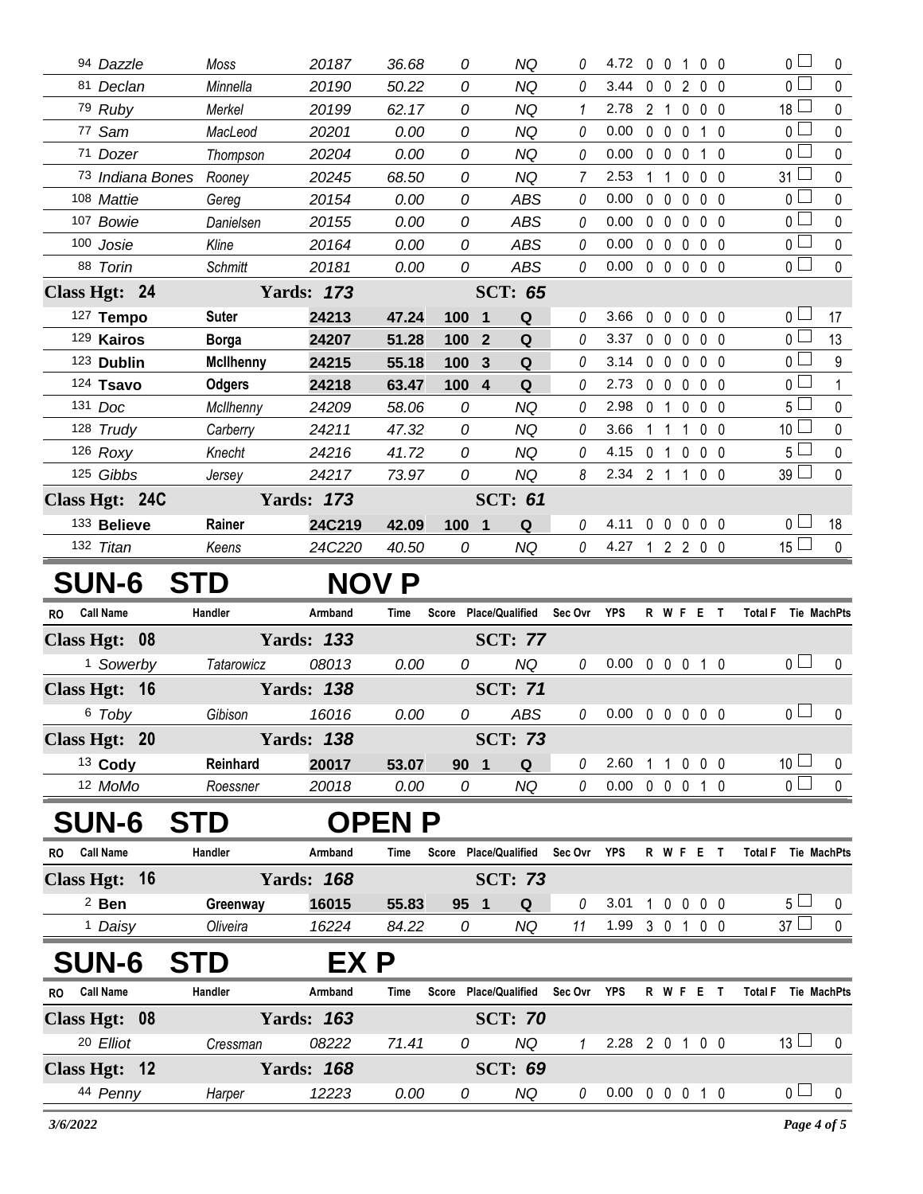| RO | Call Name | Handler | Armband | Time | Score | Place/Qualified | Sec Ovr | YPS | R | W | F | E | T | Total F | Tie | MachPts |
|---|---|---|---|---|---|---|---|---|---|---|---|---|---|---|---|---|
| 94 | Dazzle | Moss | 20187 | 36.68 | 0 | NQ | 0 | 4.72 | 0 | 0 | 1 | 0 | 0 | 0 | | 0 |
| 81 | Declan | Minnella | 20190 | 50.22 | 0 | NQ | 0 | 3.44 | 0 | 0 | 2 | 0 | 0 | 0 | | 0 |
| 79 | Ruby | Merkel | 20199 | 62.17 | 0 | NQ | 1 | 2.78 | 2 | 1 | 0 | 0 | 0 | 18 | | 0 |
| 77 | Sam | MacLeod | 20201 | 0.00 | 0 | NQ | 0 | 0.00 | 0 | 0 | 0 | 1 | 0 | 0 | | 0 |
| 71 | Dozer | Thompson | 20204 | 0.00 | 0 | NQ | 0 | 0.00 | 0 | 0 | 0 | 1 | 0 | 0 | | 0 |
| 73 | Indiana Bones | Rooney | 20245 | 68.50 | 0 | NQ | 7 | 2.53 | 1 | 1 | 0 | 0 | 0 | 31 | | 0 |
| 108 | Mattie | Gereg | 20154 | 0.00 | 0 | ABS | 0 | 0.00 | 0 | 0 | 0 | 0 | 0 | 0 | | 0 |
| 107 | Bowie | Danielsen | 20155 | 0.00 | 0 | ABS | 0 | 0.00 | 0 | 0 | 0 | 0 | 0 | 0 | | 0 |
| 100 | Josie | Kline | 20164 | 0.00 | 0 | ABS | 0 | 0.00 | 0 | 0 | 0 | 0 | 0 | 0 | | 0 |
| 88 | Torin | Schmitt | 20181 | 0.00 | 0 | ABS | 0 | 0.00 | 0 | 0 | 0 | 0 | 0 | 0 | | 0 |
| **Class Hgt: 24** | | **Yards: 173** | | | | **SCT: 65** | | | | | | | | | | |
| 127 | **Tempo** | **Suter** | **24213** | **47.24** | **100** | **1 Q** | 0 | 3.66 | 0 | 0 | 0 | 0 | 0 | 0 | | 17 |
| 129 | **Kairos** | **Borga** | **24207** | **51.28** | **100** | **2 Q** | 0 | 3.37 | 0 | 0 | 0 | 0 | 0 | 0 | | 13 |
| 123 | **Dublin** | **McIlhenny** | **24215** | **55.18** | **100** | **3 Q** | 0 | 3.14 | 0 | 0 | 0 | 0 | 0 | 0 | | 9 |
| 124 | **Tsavo** | **Odgers** | **24218** | **63.47** | **100** | **4 Q** | 0 | 2.73 | 0 | 0 | 0 | 0 | 0 | 0 | | 1 |
| 131 | Doc | McIlhenny | 24209 | 58.06 | 0 | NQ | 0 | 2.98 | 0 | 1 | 0 | 0 | 0 | 5 | | 0 |
| 128 | Trudy | Carberry | 24211 | 47.32 | 0 | NQ | 0 | 3.66 | 1 | 1 | 1 | 0 | 0 | 10 | | 0 |
| 126 | Roxy | Knecht | 24216 | 41.72 | 0 | NQ | 0 | 4.15 | 0 | 1 | 0 | 0 | 0 | 5 | | 0 |
| 125 | Gibbs | Jersey | 24217 | 73.97 | 0 | NQ | 8 | 2.34 | 2 | 1 | 1 | 0 | 0 | 39 | | 0 |
| **Class Hgt: 24C** | | **Yards: 173** | | | | **SCT: 61** | | | | | | | | | | |
| 133 | **Believe** | **Rainer** | **24C219** | **42.09** | **100** | **1 Q** | 0 | 4.11 | 0 | 0 | 0 | 0 | 0 | 0 | | 18 |
| 132 | Titan | Keens | 24C220 | 40.50 | 0 | NQ | 0 | 4.27 | 1 | 2 | 2 | 0 | 0 | 15 | | 0 |

# SUN-6 STD NOV P

| RO | Call Name | Handler | Armband | Time | Score | Place/Qualified | Sec Ovr | YPS | R | W | F | E | T | Total F | Tie | MachPts |
|---|---|---|---|---|---|---|---|---|---|---|---|---|---|---|---|---|
| **Class Hgt: 08** | | **Yards: 133** | | | | **SCT: 77** | | | | | | | | | | |
| 1 | Sowerby | Tatarowicz | 08013 | 0.00 | 0 | NQ | 0 | 0.00 | 0 | 0 | 0 | 1 | 0 | 0 | | 0 |
| **Class Hgt: 16** | | **Yards: 138** | | | | **SCT: 71** | | | | | | | | | | |
| 6 | Toby | Gibison | 16016 | 0.00 | 0 | ABS | 0 | 0.00 | 0 | 0 | 0 | 0 | 0 | 0 | | 0 |
| **Class Hgt: 20** | | **Yards: 138** | | | | **SCT: 73** | | | | | | | | | | |
| 13 | **Cody** | **Reinhard** | **20017** | **53.07** | **90** | **1 Q** | 0 | 2.60 | 1 | 1 | 0 | 0 | 0 | 10 | | 0 |
| 12 | MoMo | Roessner | 20018 | 0.00 | 0 | NQ | 0 | 0.00 | 0 | 0 | 0 | 1 | 0 | 0 | | 0 |

# SUN-6 STD OPEN P

| RO | Call Name | Handler | Armband | Time | Score | Place/Qualified | Sec Ovr | YPS | R | W | F | E | T | Total F | Tie | MachPts |
|---|---|---|---|---|---|---|---|---|---|---|---|---|---|---|---|---|
| **Class Hgt: 16** | | **Yards: 168** | | | | **SCT: 73** | | | | | | | | | | |
| 2 | **Ben** | **Greenway** | **16015** | **55.83** | **95** | **1 Q** | 0 | 3.01 | 1 | 0 | 0 | 0 | 0 | 5 | | 0 |
| 1 | Daisy | Oliveira | 16224 | 84.22 | 0 | NQ | 11 | 1.99 | 3 | 0 | 1 | 0 | 0 | 37 | | 0 |

# SUN-6 STD EX P

| RO | Call Name | Handler | Armband | Time | Score | Place/Qualified | Sec Ovr | YPS | R | W | F | E | T | Total F | Tie | MachPts |
|---|---|---|---|---|---|---|---|---|---|---|---|---|---|---|---|---|
| **Class Hgt: 08** | | **Yards: 163** | | | | **SCT: 70** | | | | | | | | | | |
| 20 | Elliot | Cressman | 08222 | 71.41 | 0 | NQ | 1 | 2.28 | 2 | 0 | 1 | 0 | 0 | 13 | | 0 |
| **Class Hgt: 12** | | **Yards: 168** | | | | **SCT: 69** | | | | | | | | | | |
| 44 | Penny | Harper | 12223 | 0.00 | 0 | NQ | 0 | 0.00 | 0 | 0 | 0 | 1 | 0 | 0 | | 0 |

3/6/2022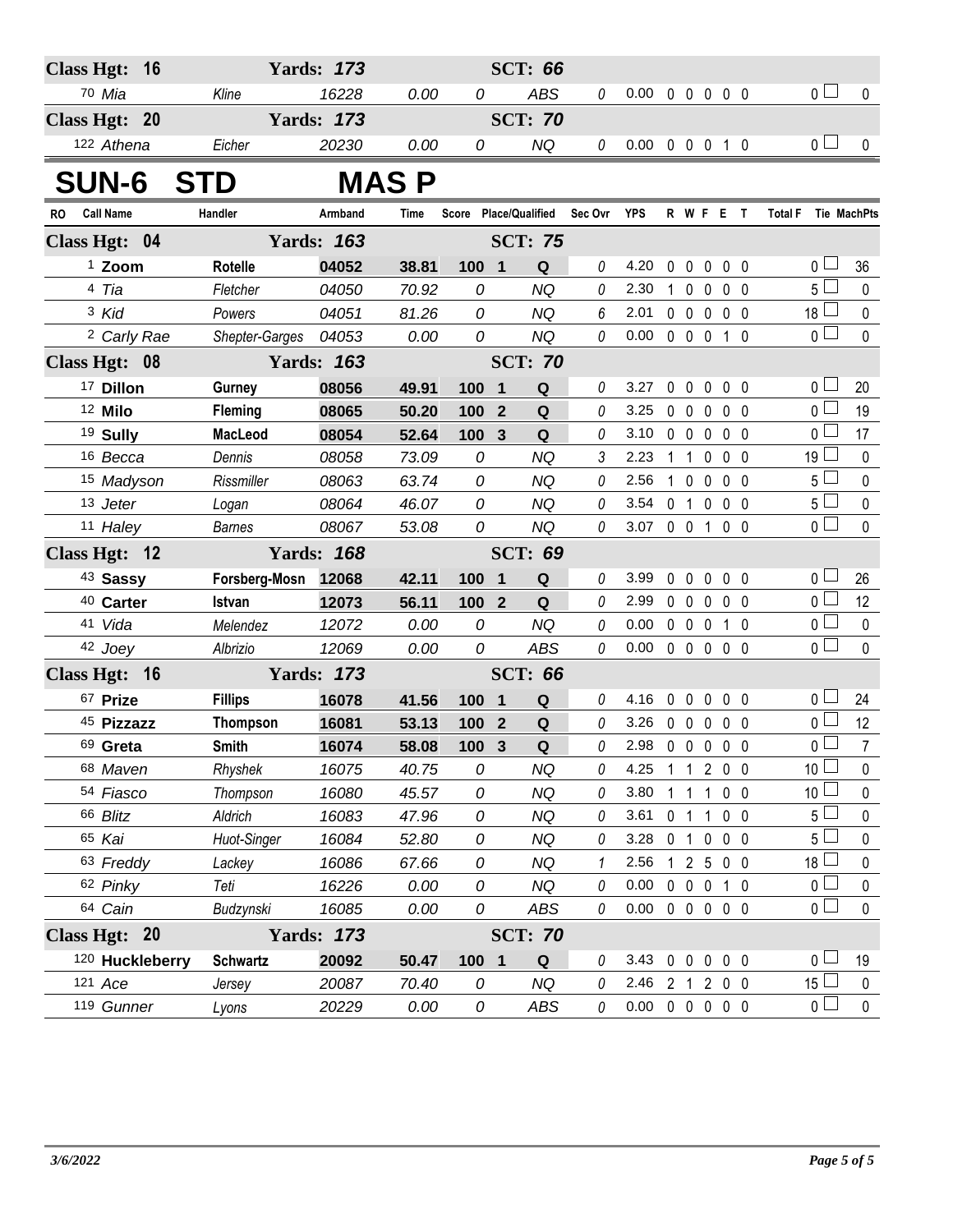| Class Hgt: 16 | | Yards: 173 | | | SCT: 66 | | | | | | | | | |
|---|---|---|---|---|---|---|---|---|---|---|---|---|---|---|
| 70 Mia | Kline | 16228 | 0.00 | 0 | ABS | 0 | 0.00 | 0 | 0 | 0 | 0 | 0 | 0 | 0 |

| Class Hgt: 20 | | Yards: 173 | | | SCT: 70 | | | | | | | | | |
|---|---|---|---|---|---|---|---|---|---|---|---|---|---|---|
| 122 Athena | Eicher | 20230 | 0.00 | 0 | NQ | 0 | 0.00 | 0 | 0 | 0 | 1 | 0 | 0 | 0 |

# SUN-6 STD MAS P

| RO Call Name | Handler | Armband | Time | Score | Place/Qualified | | Sec Ovr | YPS | R | W | F | E | T | Total F | Tie MachPts |
|---|---|---|---|---|---|---|---|---|---|---|---|---|---|---|---|
| **Class Hgt: 04** | | **Yards: 163** | | | | **SCT: 75** | | | | | | | | | |
| 1 **Zoom** | **Rotelle** | **04052** | **38.81** | **100** | **1** | **Q** | 0 | 4.20 | 0 | 0 | 0 | 0 | 0 | 0 | 36 |
| 4 Tia | Fletcher | 04050 | 70.92 | 0 | | NQ | 0 | 2.30 | 1 | 0 | 0 | 0 | 0 | 5 | 0 |
| 3 Kid | Powers | 04051 | 81.26 | 0 | | NQ | 6 | 2.01 | 0 | 0 | 0 | 0 | 0 | 18 | 0 |
| 2 Carly Rae | Shepter-Garges | 04053 | 0.00 | 0 | | NQ | 0 | 0.00 | 0 | 0 | 0 | 1 | 0 | 0 | 0 |
| **Class Hgt: 08** | | **Yards: 163** | | | | **SCT: 70** | | | | | | | | | |
| 17 **Dillon** | **Gurney** | **08056** | **49.91** | **100** | **1** | **Q** | 0 | 3.27 | 0 | 0 | 0 | 0 | 0 | 0 | 20 |
| 12 **Milo** | **Fleming** | **08065** | **50.20** | **100** | **2** | **Q** | 0 | 3.25 | 0 | 0 | 0 | 0 | 0 | 0 | 19 |
| 19 **Sully** | **MacLeod** | **08054** | **52.64** | **100** | **3** | **Q** | 0 | 3.10 | 0 | 0 | 0 | 0 | 0 | 0 | 17 |
| 16 Becca | Dennis | 08058 | 73.09 | 0 | | NQ | 3 | 2.23 | 1 | 1 | 0 | 0 | 0 | 19 | 0 |
| 15 Madyson | Rissmiller | 08063 | 63.74 | 0 | | NQ | 0 | 2.56 | 1 | 0 | 0 | 0 | 0 | 5 | 0 |
| 13 Jeter | Logan | 08064 | 46.07 | 0 | | NQ | 0 | 3.54 | 0 | 1 | 0 | 0 | 0 | 5 | 0 |
| 11 Haley | Barnes | 08067 | 53.08 | 0 | | NQ | 0 | 3.07 | 0 | 0 | 1 | 0 | 0 | 0 | 0 |
| **Class Hgt: 12** | | **Yards: 168** | | | | **SCT: 69** | | | | | | | | | |
| 43 **Sassy** | **Forsberg-Mosn** | **12068** | **42.11** | **100** | **1** | **Q** | 0 | 3.99 | 0 | 0 | 0 | 0 | 0 | 0 | 26 |
| 40 **Carter** | **Istvan** | **12073** | **56.11** | **100** | **2** | **Q** | 0 | 2.99 | 0 | 0 | 0 | 0 | 0 | 0 | 12 |
| 41 Vida | Melendez | 12072 | 0.00 | 0 | | NQ | 0 | 0.00 | 0 | 0 | 0 | 1 | 0 | 0 | 0 |
| 42 Joey | Albrizio | 12069 | 0.00 | 0 | | ABS | 0 | 0.00 | 0 | 0 | 0 | 0 | 0 | 0 | 0 |
| **Class Hgt: 16** | | **Yards: 173** | | | | **SCT: 66** | | | | | | | | | |
| 67 **Prize** | **Fillips** | **16078** | **41.56** | **100** | **1** | **Q** | 0 | 4.16 | 0 | 0 | 0 | 0 | 0 | 0 | 24 |
| 45 **Pizzazz** | **Thompson** | **16081** | **53.13** | **100** | **2** | **Q** | 0 | 3.26 | 0 | 0 | 0 | 0 | 0 | 0 | 12 |
| 69 **Greta** | **Smith** | **16074** | **58.08** | **100** | **3** | **Q** | 0 | 2.98 | 0 | 0 | 0 | 0 | 0 | 0 | 7 |
| 68 Maven | Rhyshek | 16075 | 40.75 | 0 | | NQ | 0 | 4.25 | 1 | 1 | 2 | 0 | 0 | 10 | 0 |
| 54 Fiasco | Thompson | 16080 | 45.57 | 0 | | NQ | 0 | 3.80 | 1 | 1 | 1 | 0 | 0 | 10 | 0 |
| 66 Blitz | Aldrich | 16083 | 47.96 | 0 | | NQ | 0 | 3.61 | 0 | 1 | 1 | 0 | 0 | 5 | 0 |
| 65 Kai | Huot-Singer | 16084 | 52.80 | 0 | | NQ | 0 | 3.28 | 0 | 1 | 0 | 0 | 0 | 5 | 0 |
| 63 Freddy | Lackey | 16086 | 67.66 | 0 | | NQ | 1 | 2.56 | 1 | 2 | 5 | 0 | 0 | 18 | 0 |
| 62 Pinky | Teti | 16226 | 0.00 | 0 | | NQ | 0 | 0.00 | 0 | 0 | 0 | 1 | 0 | 0 | 0 |
| 64 Cain | Budzynski | 16085 | 0.00 | 0 | | ABS | 0 | 0.00 | 0 | 0 | 0 | 0 | 0 | 0 | 0 |
| **Class Hgt: 20** | | **Yards: 173** | | | | **SCT: 70** | | | | | | | | | |
| 120 **Huckleberry** | **Schwartz** | **20092** | **50.47** | **100** | **1** | **Q** | 0 | 3.43 | 0 | 0 | 0 | 0 | 0 | 0 | 19 |
| 121 Ace | Jersey | 20087 | 70.40 | 0 | | NQ | 0 | 2.46 | 2 | 1 | 2 | 0 | 0 | 15 | 0 |
| 119 Gunner | Lyons | 20229 | 0.00 | 0 | | ABS | 0 | 0.00 | 0 | 0 | 0 | 0 | 0 | 0 | 0 |

3/6/2022